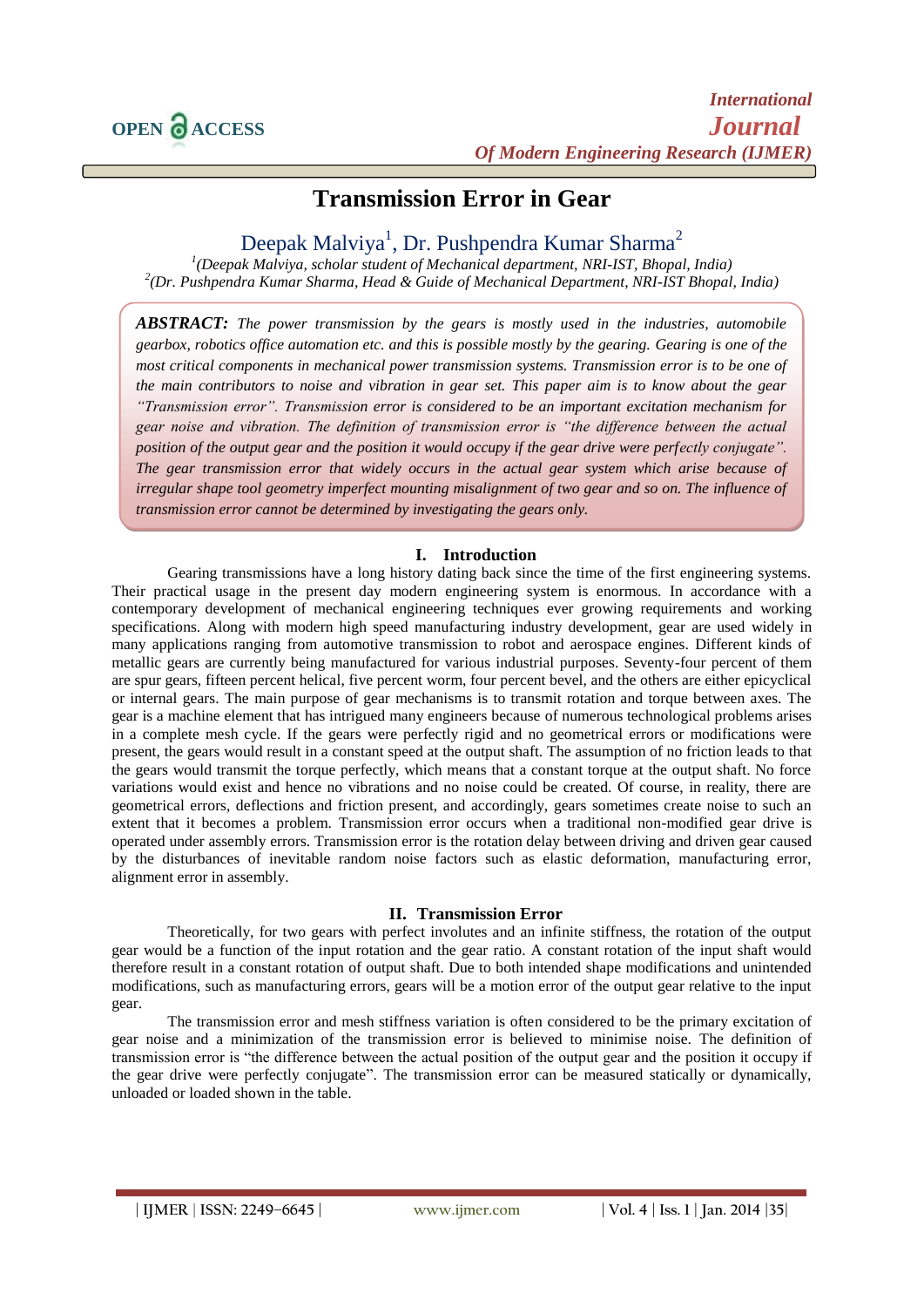# Transmission Error in Gear

Deepak Malviya[1], Dr. Pushpendra Kumar Sharma[2]

[1](Deepak Malviya, scholar student of Mechanical department, NRI-IST, Bhopal, India)
[2](Dr. Pushpendra Kumar Sharma, Head & Guide of Mechanical Department, NRI-IST Bhopal, India)

***ABSTRACT:*** *The power transmission by the gears is mostly used in the industries, automobile gearbox, robotics office automation etc. and this is possible mostly by the gearing. Gearing is one of the most critical components in mechanical power transmission systems. Transmission error is to be one of the main contributors to noise and vibration in gear set. This paper aim is to know about the gear "Transmission error". Transmission error is considered to be an important excitation mechanism for gear noise and vibration. The definition of transmission error is "the difference between the actual position of the output gear and the position it would occupy if the gear drive were perfectly conjugate". The gear transmission error that widely occurs in the actual gear system which arise because of irregular shape tool geometry imperfect mounting misalignment of two gear and so on. The influence of transmission error cannot be determined by investigating the gears only.*

## I. Introduction

Gearing transmissions have a long history dating back since the time of the first engineering systems. Their practical usage in the present day modern engineering system is enormous. In accordance with a contemporary development of mechanical engineering techniques ever growing requirements and working specifications. Along with modern high speed manufacturing industry development, gear are used widely in many applications ranging from automotive transmission to robot and aerospace engines. Different kinds of metallic gears are currently being manufactured for various industrial purposes. Seventy-four percent of them are spur gears, fifteen percent helical, five percent worm, four percent bevel, and the others are either epicyclical or internal gears. The main purpose of gear mechanisms is to transmit rotation and torque between axes. The gear is a machine element that has intrigued many engineers because of numerous technological problems arises in a complete mesh cycle. If the gears were perfectly rigid and no geometrical errors or modifications were present, the gears would result in a constant speed at the output shaft. The assumption of no friction leads to that the gears would transmit the torque perfectly, which means that a constant torque at the output shaft. No force variations would exist and hence no vibrations and no noise could be created. Of course, in reality, there are geometrical errors, deflections and friction present, and accordingly, gears sometimes create noise to such an extent that it becomes a problem. Transmission error occurs when a traditional non-modified gear drive is operated under assembly errors. Transmission error is the rotation delay between driving and driven gear caused by the disturbances of inevitable random noise factors such as elastic deformation, manufacturing error, alignment error in assembly.

## II. Transmission Error

Theoretically, for two gears with perfect involutes and an infinite stiffness, the rotation of the output gear would be a function of the input rotation and the gear ratio. A constant rotation of the input shaft would therefore result in a constant rotation of output shaft. Due to both intended shape modifications and unintended modifications, such as manufacturing errors, gears will be a motion error of the output gear relative to the input gear.

The transmission error and mesh stiffness variation is often considered to be the primary excitation of gear noise and a minimization of the transmission error is believed to minimise noise. The definition of transmission error is "the difference between the actual position of the output gear and the position it occupy if the gear drive were perfectly conjugate". The transmission error can be measured statically or dynamically, unloaded or loaded shown in the table.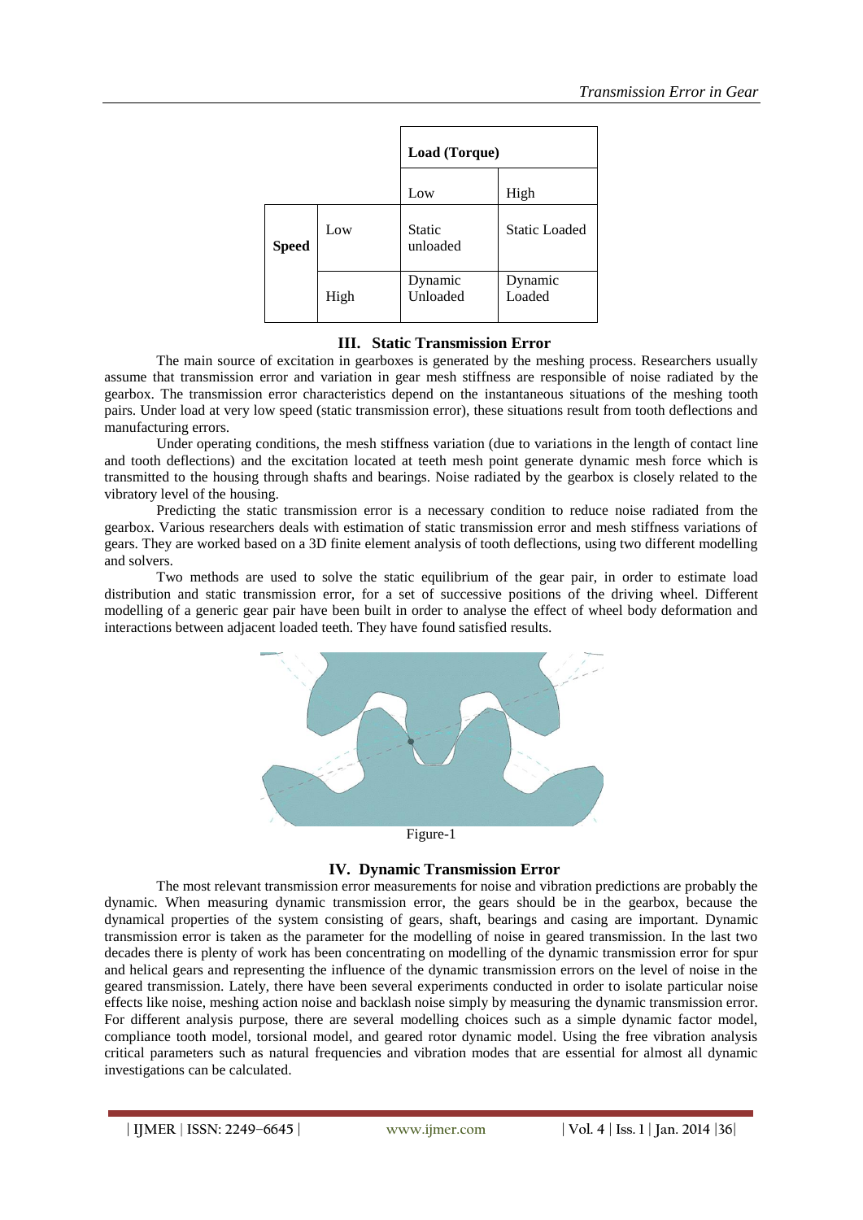| | | Load (Torque) | |
|---|---|---|---|
| | | Low | High |
| Speed | Low | Static unloaded | Static Loaded |
| | High | Dynamic Unloaded | Dynamic Loaded |

## III. Static Transmission Error

The main source of excitation in gearboxes is generated by the meshing process. Researchers usually assume that transmission error and variation in gear mesh stiffness are responsible of noise radiated by the gearbox. The transmission error characteristics depend on the instantaneous situations of the meshing tooth pairs. Under load at very low speed (static transmission error), these situations result from tooth deflections and manufacturing errors.

Under operating conditions, the mesh stiffness variation (due to variations in the length of contact line and tooth deflections) and the excitation located at teeth mesh point generate dynamic mesh force which is transmitted to the housing through shafts and bearings. Noise radiated by the gearbox is closely related to the vibratory level of the housing.

Predicting the static transmission error is a necessary condition to reduce noise radiated from the gearbox. Various researchers deals with estimation of static transmission error and mesh stiffness variations of gears. They are worked based on a 3D finite element analysis of tooth deflections, using two different modelling and solvers.

Two methods are used to solve the static equilibrium of the gear pair, in order to estimate load distribution and static transmission error, for a set of successive positions of the driving wheel. Different modelling of a generic gear pair have been built in order to analyse the effect of wheel body deformation and interactions between adjacent loaded teeth. They have found satisfied results.

Figure-1

## IV. Dynamic Transmission Error

The most relevant transmission error measurements for noise and vibration predictions are probably the dynamic. When measuring dynamic transmission error, the gears should be in the gearbox, because the dynamical properties of the system consisting of gears, shaft, bearings and casing are important. Dynamic transmission error is taken as the parameter for the modelling of noise in geared transmission. In the last two decades there is plenty of work has been concentrating on modelling of the dynamic transmission error for spur and helical gears and representing the influence of the dynamic transmission errors on the level of noise in the geared transmission. Lately, there have been several experiments conducted in order to isolate particular noise effects like noise, meshing action noise and backlash noise simply by measuring the dynamic transmission error. For different analysis purpose, there are several modelling choices such as a simple dynamic factor model, compliance tooth model, torsional model, and geared rotor dynamic model. Using the free vibration analysis critical parameters such as natural frequencies and vibration modes that are essential for almost all dynamic investigations can be calculated.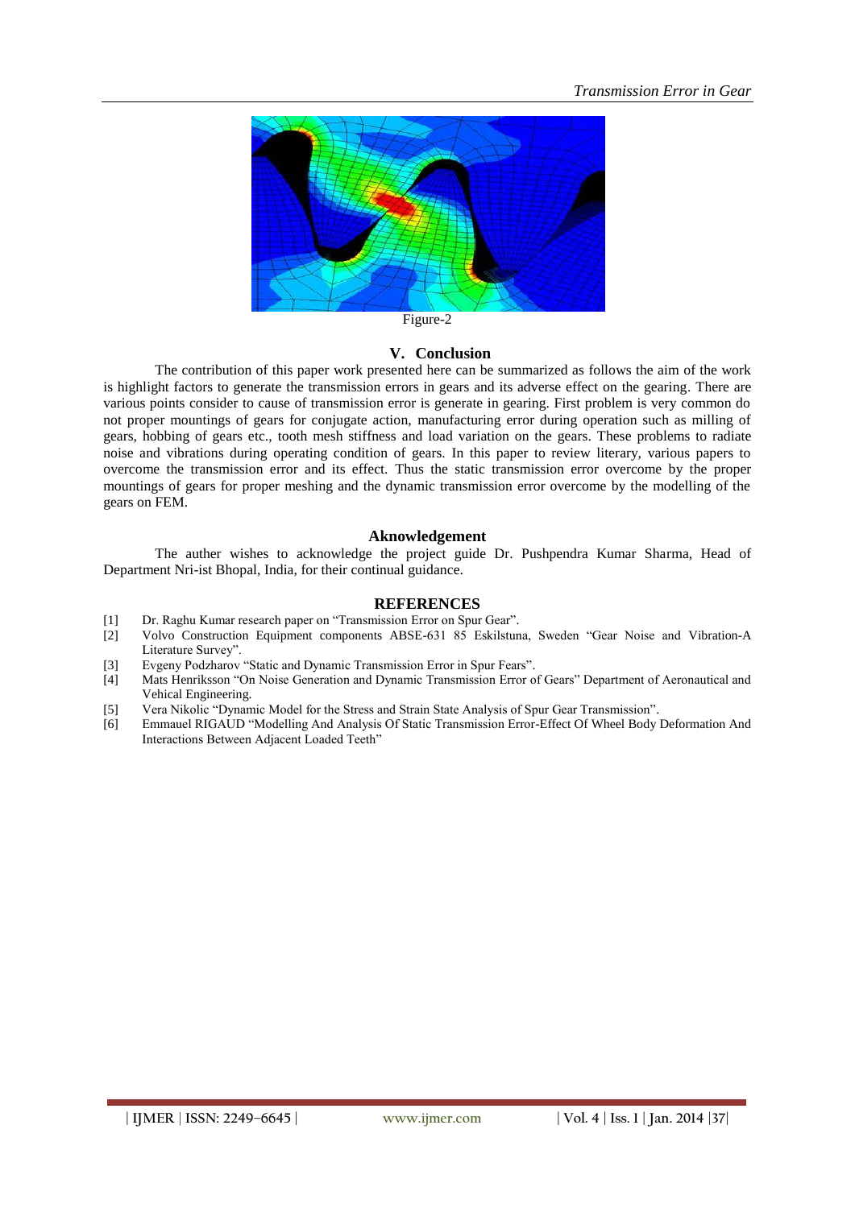Figure-2

## V. Conclusion

The contribution of this paper work presented here can be summarized as follows the aim of the work is highlight factors to generate the transmission errors in gears and its adverse effect on the gearing. There are various points consider to cause of transmission error is generate in gearing. First problem is very common do not proper mountings of gears for conjugate action, manufacturing error during operation such as milling of gears, hobbing of gears etc., tooth mesh stiffness and load variation on the gears. These problems to radiate noise and vibrations during operating condition of gears. In this paper to review literary, various papers to overcome the transmission error and its effect. Thus the static transmission error overcome by the proper mountings of gears for proper meshing and the dynamic transmission error overcome by the modelling of the gears on FEM.

## Aknowledgement

The auther wishes to acknowledge the project guide Dr. Pushpendra Kumar Sharma, Head of Department Nri-ist Bhopal, India, for their continual guidance.

## REFERENCES

[1] Dr. Raghu Kumar research paper on "Transmission Error on Spur Gear".

[2] Volvo Construction Equipment components ABSE-631 85 Eskilstuna, Sweden "Gear Noise and Vibration-A Literature Survey".

[3] Evgeny Podzharov "Static and Dynamic Transmission Error in Spur Fears".

[4] Mats Henriksson "On Noise Generation and Dynamic Transmission Error of Gears" Department of Aeronautical and Vehical Engineering.

[5] Vera Nikolic "Dynamic Model for the Stress and Strain State Analysis of Spur Gear Transmission".

[6] Emmauel RIGAUD "Modelling And Analysis Of Static Transmission Error-Effect Of Wheel Body Deformation And Interactions Between Adjacent Loaded Teeth"